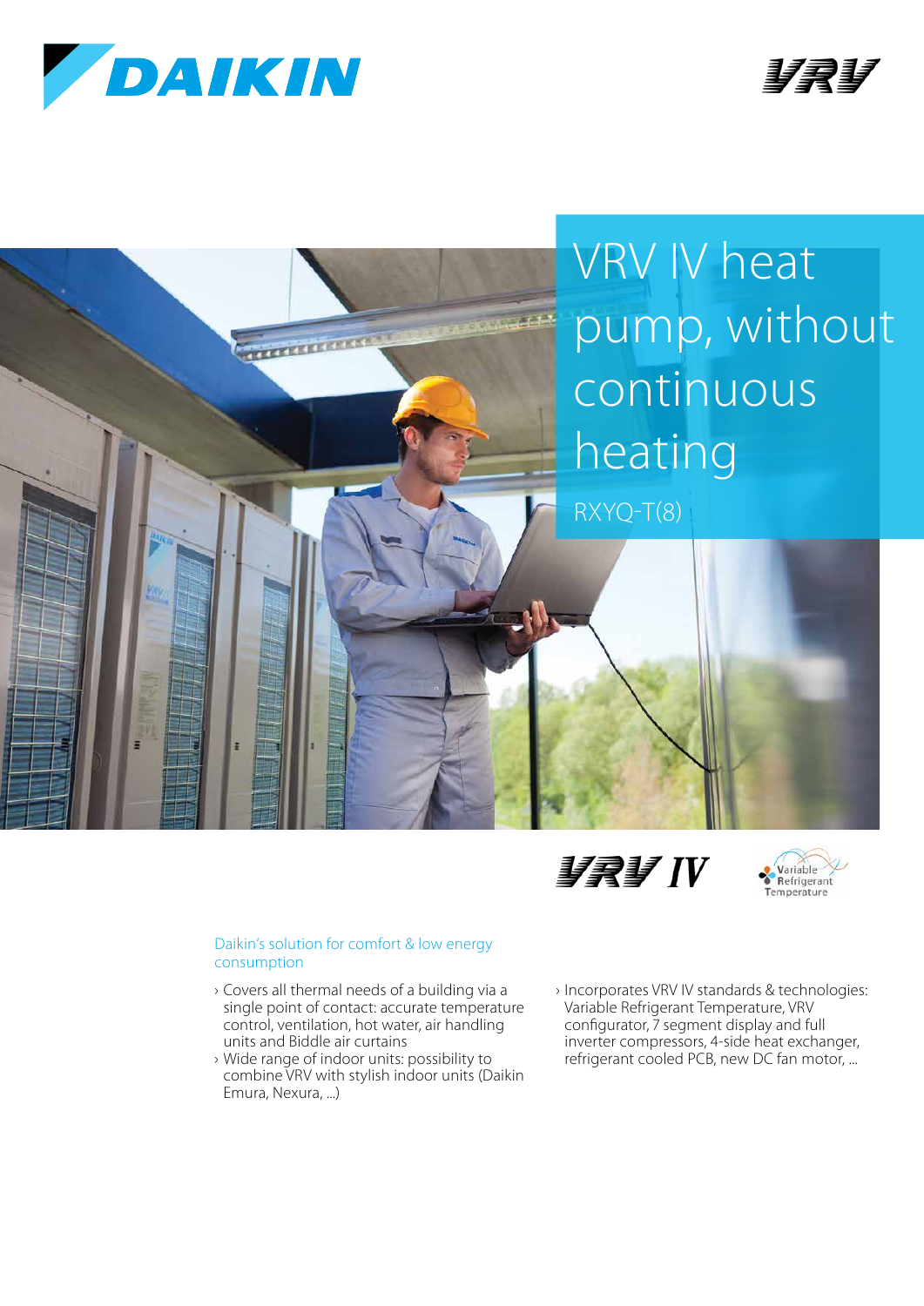# VRV IV heat pump, without continuous heating

RXYQ-T(8)

## Daikin's solution for comfort & low energy consumption

- Covers all thermal needs of a building via a single point of contact: accurate temperature control, ventilation, hot water, air handling units and Biddle air curtains
- Wide range of indoor units: possibility to combine VRV with stylish indoor units (Daikin Emura, Nexura, ...)
- Incorporates VRV IV standards & technologies: Variable Refrigerant Temperature, VRV configurator, 7 segment display and full inverter compressors, 4-side heat exchanger, refrigerant cooled PCB, new DC fan motor, ...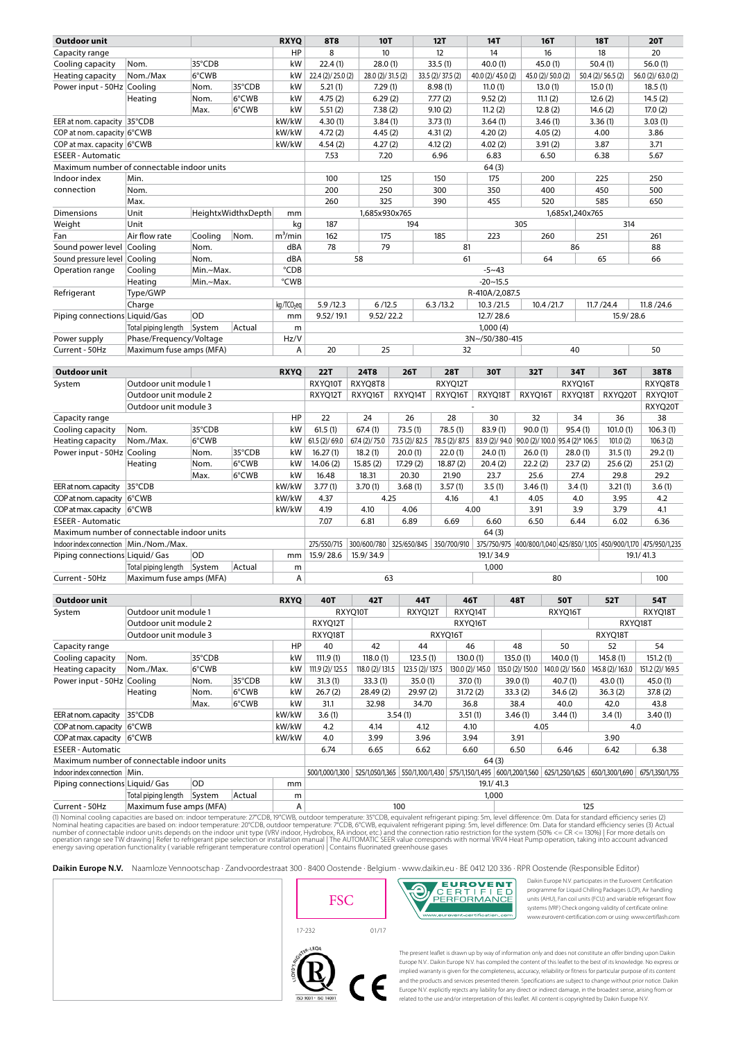| Outdoor unit | | | | RXYQ | 8T8 | 10T | 12T | 14T | 16T | 18T | 20T |
|---|---|---|---|---|---|---|---|---|---|---|---|
| Capacity range | | | | HP | 8 | 10 | 12 | 14 | 16 | 18 | 20 |
| Cooling capacity | Nom. | 35°CDB | | kW | 22.4 (1) | 28.0 (1) | 33.5 (1) | 40.0 (1) | 45.0 (1) | 50.4 (1) | 56.0 (1) |
| Heating capacity | Nom./Max | 6°CWB | | kW | 22.4 (2)/ 25.0 (2) | 28.0 (2)/ 31.5 (2) | 33.5 (2)/ 37.5 (2) | 40.0 (2)/ 45.0 (2) | 45.0 (2)/ 50.0 (2) | 50.4 (2)/ 56.5 (2) | 56.0 (2)/ 63.0 (2) |
| Power input - 50Hz | Cooling | Nom. | 35°CDB | kW | 5.21 (1) | 7.29 (1) | 8.98 (1) | 11.0 (1) | 13.0 (1) | 15.0 (1) | 18.5 (1) |
| | Heating | Nom. | 6°CWB | kW | 4.75 (2) | 6.29 (2) | 7.77 (2) | 9.52 (2) | 11.1 (2) | 12.6 (2) | 14.5 (2) |
| | | Max. | 6°CWB | kW | 5.51 (2) | 7.38 (2) | 9.10 (2) | 11.2 (2) | 12.8 (2) | 14.6 (2) | 17.0 (2) |
| EER at nom. capacity | 35°CDB | | | kW/kW | 4.30 (1) | 3.84 (1) | 3.73 (1) | 3.64 (1) | 3.46 (1) | 3.36 (1) | 3.03 (1) |
| COP at nom. capacity | 6°CWB | | | kW/kW | 4.72 (2) | 4.45 (2) | 4.31 (2) | 4.20 (2) | 4.05 (2) | 4.00 | 3.86 |
| COP at max. capacity | 6°CWB | | | kW/kW | 4.54 (2) | 4.27 (2) | 4.12 (2) | 4.02 (2) | 3.91 (2) | 3.87 | 3.71 |
| ESEER - Automatic | | | | | 7.53 | 7.20 | 6.96 | 6.83 | 6.50 | 6.38 | 5.67 |
| Maximum number of connectable indoor units | | | | | 64 (3) | | | | | | |
| Indoor index connection | Min. | | | | 100 | 125 | 150 | 175 | 200 | 225 | 250 |
| | Nom. | | | | 200 | 250 | 300 | 350 | 400 | 450 | 500 |
| | Max. | | | | 260 | 325 | 390 | 455 | 520 | 585 | 650 |
| Dimensions | Unit | HeightxWidthxDepth | | mm | 1,685x930x765 | | | 1,685x1,240x765 | | | |
| Weight | Unit | | | kg | 187 | 194 | | 305 | | 314 | |
| Fan | Air flow rate | Cooling | Nom. | m³/min | 162 | 175 | 185 | 223 | 260 | 251 | 261 |
| Sound power level | Cooling | Nom. | | dBA | 78 | 79 | 81 | | 86 | | 88 |
| Sound pressure level | Cooling | Nom. | | dBA | 58 | | 61 | | 64 | 65 | 66 |
| Operation range | Cooling | Min.~Max. | | °CDB | -5~43 | | | | | | |
| | Heating | Min.~Max. | | °CWB | -20~15.5 | | | | | | |
| Refrigerant | Type/GWP | | | | R-410A/2,087.5 | | | | | | |
| | Charge | | | kg/TCO₂eq | 5.9 /12.3 | 6 /12.5 | 6.3 /13.2 | 10.3 /21.5 | 10.4 /21.7 | 11.7 /24.4 | 11.8 /24.6 |
| Piping connections | Liquid/Gas | OD | | mm | 9.52/ 19.1 | 9.52/ 22.2 | 12.7/ 28.6 | | | 15.9/ 28.6 | |
| | Total piping length | System | Actual | m | 1,000 (4) | | | | | | |
| Power supply | Phase/Frequency/Voltage | | | Hz/V | 3N~/50/380-415 | | | | | | |
| Current - 50Hz | Maximum fuse amps (MFA) | | | A | 20 | 25 | 32 | | 40 | | 50 |

| Outdoor unit | | | | RXYQ | 22T | 24T8 | 26T | 28T | 30T | 32T | 34T | 36T | 38T8 |
|---|---|---|---|---|---|---|---|---|---|---|---|---|---|
| System | Outdoor unit module 1 | | | | RXYQ10T | RXYQ8T8 | RXYQ12T | | | RXYQ16T | | | RXYQ8T8 |
| | Outdoor unit module 2 | | | | RXYQ12T | RXYQ16T | RXYQ14T | RXYQ16T | RXYQ18T | RXYQ16T | RXYQ18T | RXYQ20T | RXYQ10T |
| | Outdoor unit module 3 | | | | - | | | | | | | | RXYQ20T |
| Capacity range | | | | HP | 22 | 24 | 26 | 28 | 30 | 32 | 34 | 36 | 38 |
| Cooling capacity | Nom. | 35°CDB | | kW | 61.5 (1) | 67.4 (1) | 73.5 (1) | 78.5 (1) | 83.9 (1) | 90.0 (1) | 95.4 (1) | 101.0 (1) | 106.3 (1) |
| Heating capacity | Nom./Max. | 6°CWB | | kW | 61.5 (2)/ 69.0 | 67.4 (2)/ 75.0 | 73.5 (2)/ 82.5 | 78.5 (2)/ 87.5 | 83.9 (2)/ 94.0 | 90.0 (2)/ 100.0 | 95.4 (2)* 106.5 | 101.0 (2) | 106.3 (2) |
| Power input - 50Hz | Cooling | Nom. | 35°CDB | kW | 16.27 (1) | 18.2 (1) | 20.0 (1) | 22.0 (1) | 24.0 (1) | 26.0 (1) | 28.0 (1) | 31.5 (1) | 29.2 (1) |
| | Heating | Nom. | 6°CWB | kW | 14.06 (2) | 15.85 (2) | 17.29 (2) | 18.87 (2) | 20.4 (2) | 22.2 (2) | 23.7 (2) | 25.6 (2) | 25.1 (2) |
| | | Max. | 6°CWB | kW | 16.48 | 18.31 | 20.30 | 21.90 | 23.7 | 25.6 | 27.4 | 29.8 | 29.2 |
| EER at nom. capacity | 35°CDB | | | kW/kW | 3.77 (1) | 3.70 (1) | 3.68 (1) | 3.57 (1) | 3.5 (1) | 3.46 (1) | 3.4 (1) | 3.21 (1) | 3.6 (1) |
| COP at nom. capacity | 6°CWB | | | kW/kW | 4.37 | 4.25 | | 4.16 | 4.1 | 4.05 | 4.0 | 3.95 | 4.2 |
| COP at max. capacity | 6°CWB | | | kW/kW | 4.19 | 4.10 | 4.06 | 4.00 | | 3.91 | 3.9 | 3.79 | 4.1 |
| ESEER - Automatic | | | | | 7.07 | 6.81 | 6.89 | 6.69 | 6.60 | 6.50 | 6.44 | 6.02 | 6.36 |
| Maximum number of connectable indoor units | | | | | 64 (3) | | | | | | | | |
| Indoor index connection | Min./Nom./Max. | | | | 275/550/715 | 300/600/780 | 325/650/845 | 350/700/910 | 375/750/975 | 400/800/1,040 | 425/850/1,105 | 450/900/1,170 | 475/950/1,235 |
| Piping connections | Liquid/ Gas | OD | | mm | 15.9/ 28.6 | 15.9/ 34.9 | 19.1/ 34.9 | | | | | | 19.1/ 41.3 |
| | Total piping length | System | Actual | m | 1,000 | | | | | | | | |
| Current - 50Hz | Maximum fuse amps (MFA) | | | A | 63 | | | | 80 | | | | 100 |

| Outdoor unit | | | | RXYQ | 40T | 42T | 44T | 46T | 48T | 50T | 52T | 54T |
|---|---|---|---|---|---|---|---|---|---|---|---|---|
| System | Outdoor unit module 1 | | | | RXYQ10T | | RXYQ12T | RXYQ14T | RXYQ16T | | | RXYQ18T |
| | Outdoor unit module 2 | | | | RXYQ12T | RXYQ16T | | | | | RXYQ18T | |
| | Outdoor unit module 3 | | | | RXYQ18T | RXYQ16T | | | | RXYQ18T | | |
| Capacity range | | | | HP | 40 | 42 | 44 | 46 | 48 | 50 | 52 | 54 |
| Cooling capacity | Nom. | 35°CDB | | kW | 111.9 (1) | 118.0 (1) | 123.5 (1) | 130.0 (1) | 135.0 (1) | 140.0 (1) | 145.8 (1) | 151.2 (1) |
| Heating capacity | Nom./Max. | 6°CWB | | kW | 111.9 (2)/ 125.5 | 118.0 (2)/ 131.5 | 123.5 (2)/ 137.5 | 130.0 (2)/ 145.0 | 135.0 (2)/ 150.0 | 140.0 (2)/ 156.0 | 145.8 (2)/ 163.0 | 151.2 (2)/ 169.5 |
| Power input - 50Hz | Cooling | Nom. | 35°CDB | kW | 31.3 (1) | 33.3 (1) | 35.0 (1) | 37.0 (1) | 39.0 (1) | 40.7 (1) | 43.0 (1) | 45.0 (1) |
| | Heating | Nom. | 6°CWB | kW | 26.7 (2) | 28.49 (2) | 29.97 (2) | 31.72 (2) | 33.3 (2) | 34.6 (2) | 36.3 (2) | 37.8 (2) |
| | | Max. | 6°CWB | kW | 31.1 | 32.98 | 34.70 | 36.8 | 38.4 | 40.0 | 42.0 | 43.8 |
| EER at nom. capacity | 35°CDB | | | kW/kW | 3.6 (1) | 3.54 (1) | | 3.51 (1) | 3.46 (1) | 3.44 (1) | 3.4 (1) | 3.40 (1) |
| COP at nom. capacity | 6°CWB | | | kW/kW | 4.2 | 4.14 | 4.12 | 4.10 | 4.05 | | 4.0 | |
| COP at max. capacity | 6°CWB | | | kW/kW | 4.0 | 3.99 | 3.96 | 3.94 | 3.91 | | 3.90 | |
| ESEER - Automatic | | | | | 6.74 | 6.65 | 6.62 | 6.60 | 6.50 | 6.46 | 6.42 | 6.38 |
| Maximum number of connectable indoor units | | | | | 64 (3) | | | | | | | |
| Indoor index connection | Min. | | | | 500/1,000/1,300 | 525/1,050/1,365 | 550/1,100/1,430 | 575/1,150/1,495 | 600/1,200/1,560 | 625/1,250/1,625 | 650/1,300/1,690 | 675/1,350/1,755 |
| Piping connections | Liquid/ Gas | OD | | mm | 19.1/ 41.3 | | | | | | | |
| | Total piping length | System | Actual | m | 1,000 | | | | | | | |
| Current - 50Hz | Maximum fuse amps (MFA) | | | A | 100 | | | | 125 | | | |

(1) Nominal cooling capacities are based on: indoor temperature: 27°CDB, 19°CWB, outdoor temperature: 35°CDB, equivalent refrigerant piping: 5m, level difference: 0m. Data for standard efficiency series (2) Nominal heating capacities are based on: indoor temperature: 20°CDB, outdoor temperature: 7°CDB, 6°CWB, equivalent refrigerant piping: 5m, level difference: 0m. Data for standard efficiency series (3) Actual number of connectable indoor units depends on the indoor unit type (VRV indoor, Hydrobox, RA indoor, etc.) and the connection ratio restriction for the system (50% <= CR <= 130%) | For more details on operation range see TW drawing | Refer to refrigerant pipe selection or installation manual | The AUTOMATIC ESEER value corresponds with normal VRV4 Heat Pump operation, taking into account advanced energy saving operation functionality ( variable refrigerant temperature control operation) | Contains fluorinated greenhouse gases

**Daikin Europe N.V.** Naamloze Vennootschap · Zandvoordestraat 300 · 8400 Oostende · Belgium · www.daikin.eu · BE 0412 120 336 · RPR Oostende (Responsible Editor)

FSC

EUROVENT CERTIFIED PERFORMANCE www.eurovent-certification.com

Daikin Europe N.V. participates in the Eurovent Certification programme for Liquid Chilling Packages (LCP), Air handling units (AHU), Fan coil units (FCU) and variable refrigerant flow systems (VRF) Check ongoing validity of certificate online: www.eurovent-certification.com or using: www.certiflash.com

17-232 01/17

ISO 9001 · ISO 14001

The present leaflet is drawn up by way of information only and does not constitute an offer binding upon Daikin Europe N.V.. Daikin Europe N.V. has compiled the content of this leaflet to the best of its knowledge. No express or implied warranty is given for the completeness, accuracy, reliability or fitness for particular purpose of its content and the products and services presented therein. Specifications are subject to change without prior notice. Daikin Europe N.V. explicitly rejects any liability for any direct or indirect damage, in the broadest sense, arising from or related to the use and/or interpretation of this leaflet. All content is copyrighted by Daikin Europe N.V.